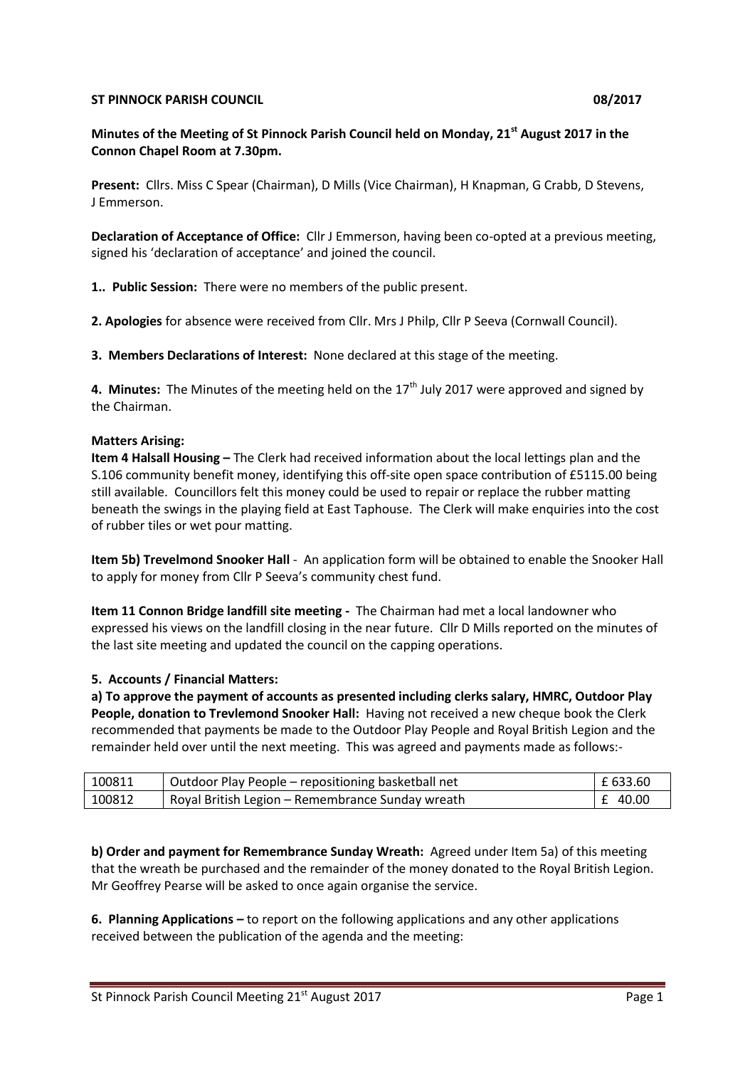**ST PINNOCK PARISH COUNCIL 08/2017**

**Minutes of the Meeting of St Pinnock Parish Council held on Monday, 21st August 2017 in the Connon Chapel Room at 7.30pm.**

**Present:** Cllrs. Miss C Spear (Chairman), D Mills (Vice Chairman), H Knapman, G Crabb, D Stevens, J Emmerson.

**Declaration of Acceptance of Office:** Cllr J Emmerson, having been co-opted at a previous meeting, signed his 'declaration of acceptance' and joined the council.

**1.. Public Session:** There were no members of the public present.

**2. Apologies** for absence were received from Cllr. Mrs J Philp, Cllr P Seeva (Cornwall Council).

**3. Members Declarations of Interest:** None declared at this stage of the meeting.

**4. Minutes:** The Minutes of the meeting held on the 17th July 2017 were approved and signed by the Chairman.

**Matters Arising:**

**Item 4 Halsall Housing –** The Clerk had received information about the local lettings plan and the S.106 community benefit money, identifying this off-site open space contribution of £5115.00 being still available. Councillors felt this money could be used to repair or replace the rubber matting beneath the swings in the playing field at East Taphouse. The Clerk will make enquiries into the cost of rubber tiles or wet pour matting.

**Item 5b) Trevelmond Snooker Hall** - An application form will be obtained to enable the Snooker Hall to apply for money from Cllr P Seeva's community chest fund.

**Item 11 Connon Bridge landfill site meeting -** The Chairman had met a local landowner who expressed his views on the landfill closing in the near future. Cllr D Mills reported on the minutes of the last site meeting and updated the council on the capping operations.

**5. Accounts / Financial Matters:**

**a) To approve the payment of accounts as presented including clerks salary, HMRC, Outdoor Play People, donation to Trevlemond Snooker Hall:** Having not received a new cheque book the Clerk recommended that payments be made to the Outdoor Play People and Royal British Legion and the remainder held over until the next meeting. This was agreed and payments made as follows:-

| | | |
|---|---|---|
| 100811 | Outdoor Play People – repositioning basketball net | £ 633.60 |
| 100812 | Royal British Legion – Remembrance Sunday wreath | £ 40.00 |

**b) Order and payment for Remembrance Sunday Wreath:** Agreed under Item 5a) of this meeting that the wreath be purchased and the remainder of the money donated to the Royal British Legion. Mr Geoffrey Pearse will be asked to once again organise the service.

**6. Planning Applications –** to report on the following applications and any other applications received between the publication of the agenda and the meeting: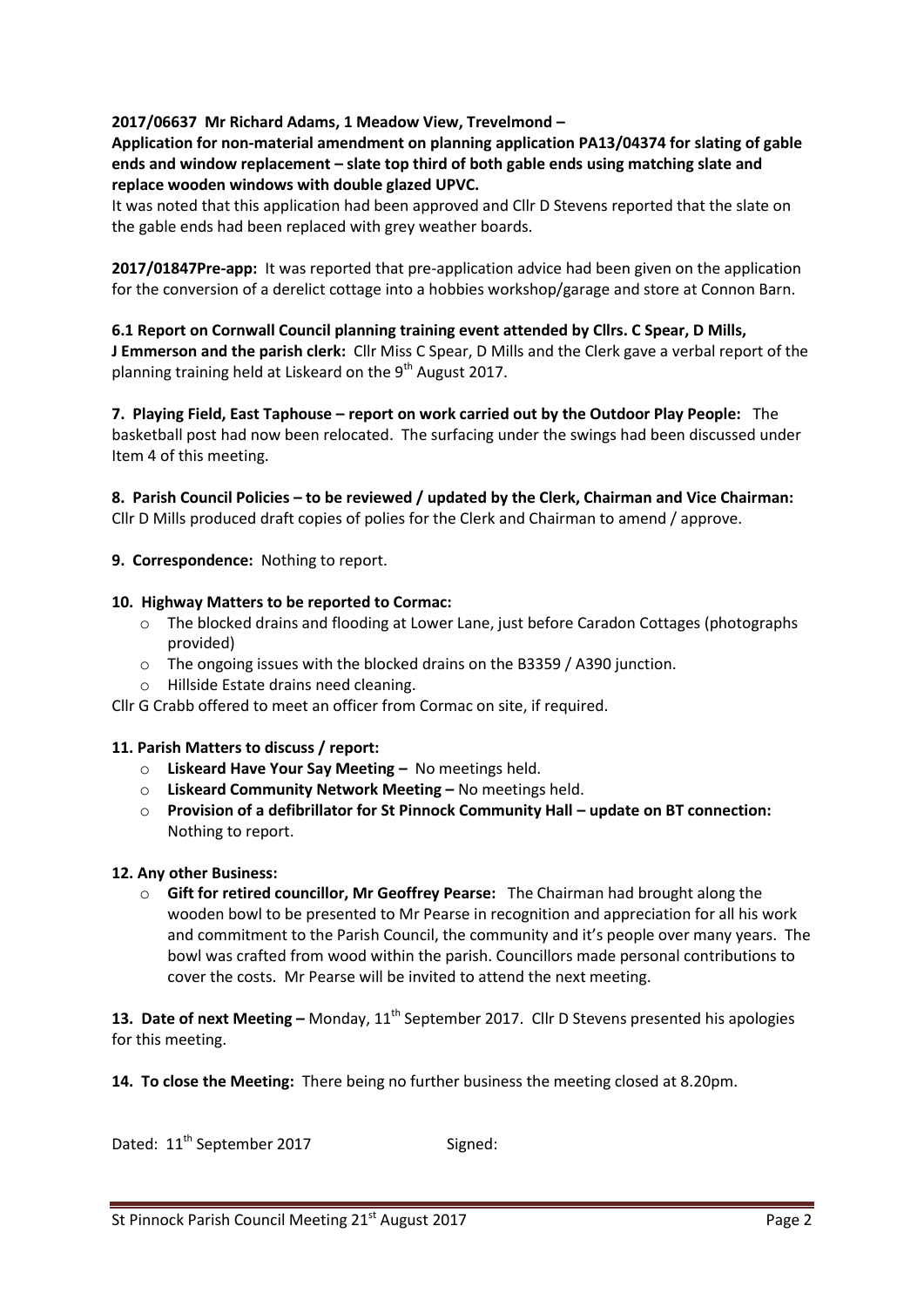**2017/06637 Mr Richard Adams, 1 Meadow View, Trevelmond –**
**Application for non-material amendment on planning application PA13/04374 for slating of gable ends and window replacement – slate top third of both gable ends using matching slate and replace wooden windows with double glazed UPVC.**
It was noted that this application had been approved and Cllr D Stevens reported that the slate on the gable ends had been replaced with grey weather boards.

**2017/01847Pre-app:** It was reported that pre-application advice had been given on the application for the conversion of a derelict cottage into a hobbies workshop/garage and store at Connon Barn.

**6.1 Report on Cornwall Council planning training event attended by Cllrs. C Spear, D Mills, J Emmerson and the parish clerk:** Cllr Miss C Spear, D Mills and the Clerk gave a verbal report of the planning training held at Liskeard on the 9th August 2017.

**7. Playing Field, East Taphouse – report on work carried out by the Outdoor Play People:** The basketball post had now been relocated. The surfacing under the swings had been discussed under Item 4 of this meeting.

**8. Parish Council Policies – to be reviewed / updated by the Clerk, Chairman and Vice Chairman:** Cllr D Mills produced draft copies of polies for the Clerk and Chairman to amend / approve.

**9. Correspondence:** Nothing to report.

**10. Highway Matters to be reported to Cormac:**

- The blocked drains and flooding at Lower Lane, just before Caradon Cottages (photographs provided)
- The ongoing issues with the blocked drains on the B3359 / A390 junction.
- Hillside Estate drains need cleaning.

Cllr G Crabb offered to meet an officer from Cormac on site, if required.

**11. Parish Matters to discuss / report:**

- **Liskeard Have Your Say Meeting –** No meetings held.
- **Liskeard Community Network Meeting –** No meetings held.
- **Provision of a defibrillator for St Pinnock Community Hall – update on BT connection:** Nothing to report.

**12. Any other Business:**

- **Gift for retired councillor, Mr Geoffrey Pearse:** The Chairman had brought along the wooden bowl to be presented to Mr Pearse in recognition and appreciation for all his work and commitment to the Parish Council, the community and it's people over many years. The bowl was crafted from wood within the parish. Councillors made personal contributions to cover the costs. Mr Pearse will be invited to attend the next meeting.

**13. Date of next Meeting –** Monday, 11th September 2017. Cllr D Stevens presented his apologies for this meeting.

**14. To close the Meeting:** There being no further business the meeting closed at 8.20pm.

Dated: 11th September 2017 Signed: